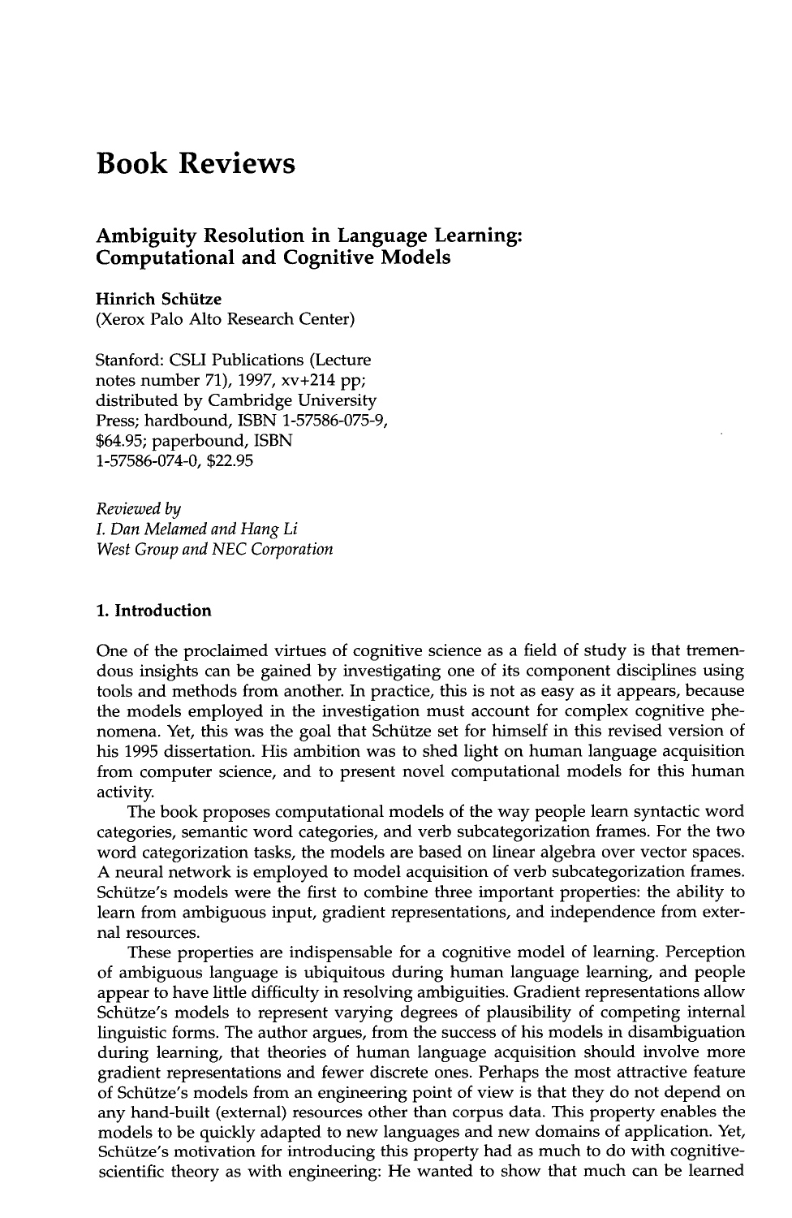# Book Reviews

## Ambiguity Resolution in Language Learning: Computational and Cognitive Models

**Hinrich Schütze**
(Xerox Palo Alto Research Center)

Stanford: CSLI Publications (Lecture notes number 71), 1997, xv+214 pp; distributed by Cambridge University Press; hardbound, ISBN 1-57586-075-9, $64.95; paperbound, ISBN 1-57586-074-0, $22.95

*Reviewed by*
*I. Dan Melamed and Hang Li*
*West Group and NEC Corporation*

### 1. Introduction

One of the proclaimed virtues of cognitive science as a field of study is that tremendous insights can be gained by investigating one of its component disciplines using tools and methods from another. In practice, this is not as easy as it appears, because the models employed in the investigation must account for complex cognitive phenomena. Yet, this was the goal that Schütze set for himself in this revised version of his 1995 dissertation. His ambition was to shed light on human language acquisition from computer science, and to present novel computational models for this human activity.

The book proposes computational models of the way people learn syntactic word categories, semantic word categories, and verb subcategorization frames. For the two word categorization tasks, the models are based on linear algebra over vector spaces. A neural network is employed to model acquisition of verb subcategorization frames. Schütze's models were the first to combine three important properties: the ability to learn from ambiguous input, gradient representations, and independence from external resources.

These properties are indispensable for a cognitive model of learning. Perception of ambiguous language is ubiquitous during human language learning, and people appear to have little difficulty in resolving ambiguities. Gradient representations allow Schütze's models to represent varying degrees of plausibility of competing internal linguistic forms. The author argues, from the success of his models in disambiguation during learning, that theories of human language acquisition should involve more gradient representations and fewer discrete ones. Perhaps the most attractive feature of Schütze's models from an engineering point of view is that they do not depend on any hand-built (external) resources other than corpus data. This property enables the models to be quickly adapted to new languages and new domains of application. Yet, Schütze's motivation for introducing this property had as much to do with cognitive-scientific theory as with engineering: He wanted to show that much can be learned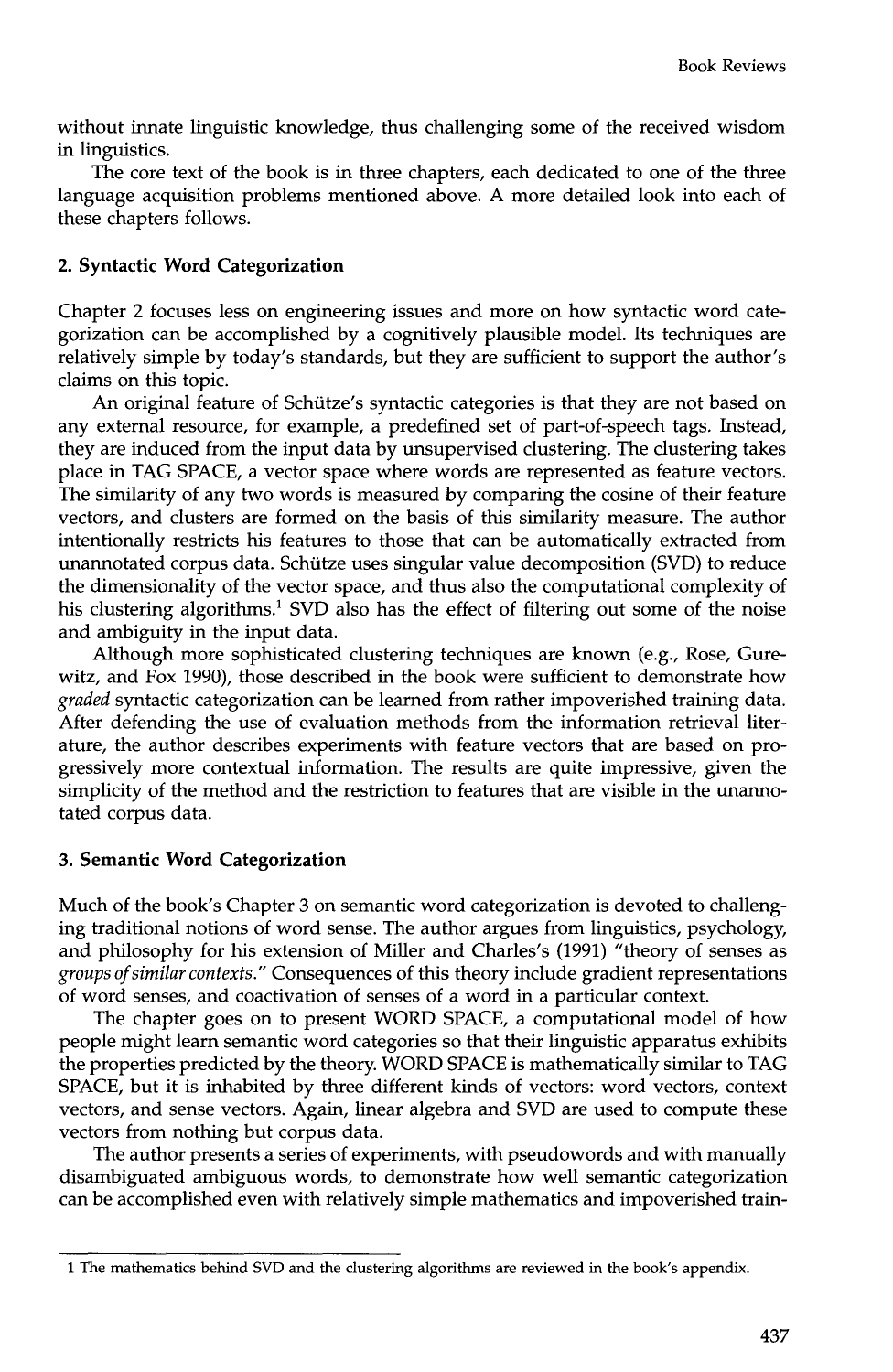without innate linguistic knowledge, thus challenging some of the received wisdom in linguistics.

The core text of the book is in three chapters, each dedicated to one of the three language acquisition problems mentioned above. A more detailed look into each of these chapters follows.

## 2. Syntactic Word Categorization

Chapter 2 focuses less on engineering issues and more on how syntactic word categorization can be accomplished by a cognitively plausible model. Its techniques are relatively simple by today's standards, but they are sufficient to support the author's claims on this topic.

An original feature of Schütze's syntactic categories is that they are not based on any external resource, for example, a predefined set of part-of-speech tags. Instead, they are induced from the input data by unsupervised clustering. The clustering takes place in TAG SPACE, a vector space where words are represented as feature vectors. The similarity of any two words is measured by comparing the cosine of their feature vectors, and clusters are formed on the basis of this similarity measure. The author intentionally restricts his features to those that can be automatically extracted from unannotated corpus data. Schütze uses singular value decomposition (SVD) to reduce the dimensionality of the vector space, and thus also the computational complexity of his clustering algorithms.[1] SVD also has the effect of filtering out some of the noise and ambiguity in the input data.

Although more sophisticated clustering techniques are known (e.g., Rose, Gurewitz, and Fox 1990), those described in the book were sufficient to demonstrate how *graded* syntactic categorization can be learned from rather impoverished training data. After defending the use of evaluation methods from the information retrieval literature, the author describes experiments with feature vectors that are based on progressively more contextual information. The results are quite impressive, given the simplicity of the method and the restriction to features that are visible in the unannotated corpus data.

## 3. Semantic Word Categorization

Much of the book's Chapter 3 on semantic word categorization is devoted to challenging traditional notions of word sense. The author argues from linguistics, psychology, and philosophy for his extension of Miller and Charles's (1991) "theory of senses as *groups of similar contexts*." Consequences of this theory include gradient representations of word senses, and coactivation of senses of a word in a particular context.

The chapter goes on to present WORD SPACE, a computational model of how people might learn semantic word categories so that their linguistic apparatus exhibits the properties predicted by the theory. WORD SPACE is mathematically similar to TAG SPACE, but it is inhabited by three different kinds of vectors: word vectors, context vectors, and sense vectors. Again, linear algebra and SVD are used to compute these vectors from nothing but corpus data.

The author presents a series of experiments, with pseudowords and with manually disambiguated ambiguous words, to demonstrate how well semantic categorization can be accomplished even with relatively simple mathematics and impoverished train-

---

1 The mathematics behind SVD and the clustering algorithms are reviewed in the book's appendix.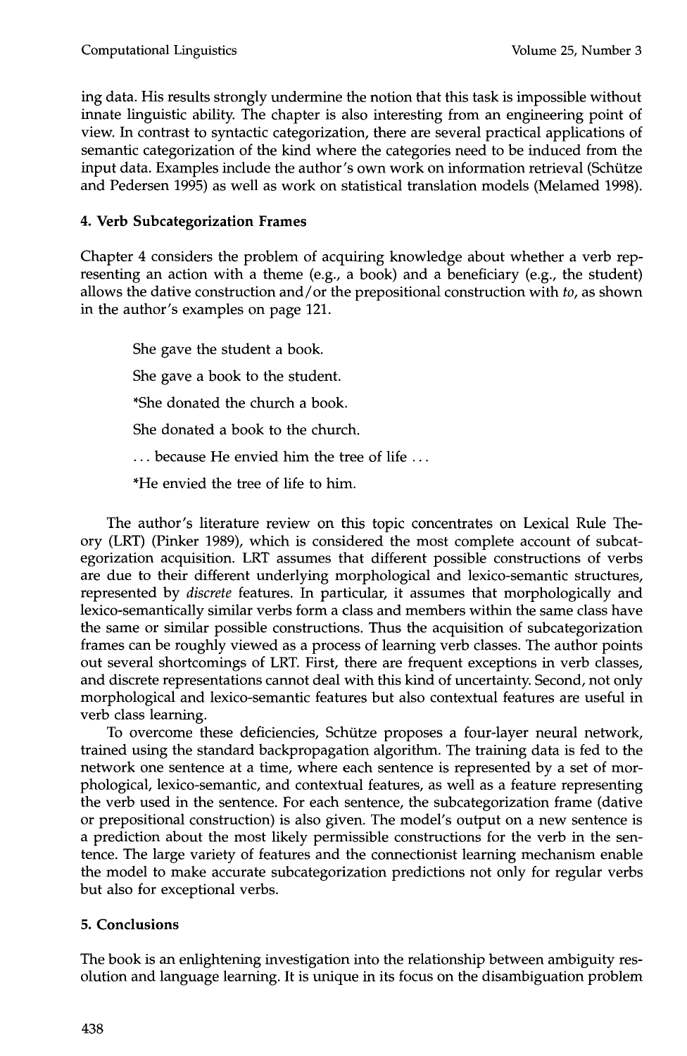ing data. His results strongly undermine the notion that this task is impossible without innate linguistic ability. The chapter is also interesting from an engineering point of view. In contrast to syntactic categorization, there are several practical applications of semantic categorization of the kind where the categories need to be induced from the input data. Examples include the author's own work on information retrieval (Schütze and Pedersen 1995) as well as work on statistical translation models (Melamed 1998).

## 4. Verb Subcategorization Frames

Chapter 4 considers the problem of acquiring knowledge about whether a verb representing an action with a theme (e.g., a book) and a beneficiary (e.g., the student) allows the dative construction and/or the prepositional construction with *to*, as shown in the author's examples on page 121.

> She gave the student a book.
>
> She gave a book to the student.
>
> *She donated the church a book.
>
> She donated a book to the church.
>
> ... because He envied him the tree of life ...
>
> *He envied the tree of life to him.

The author's literature review on this topic concentrates on Lexical Rule Theory (LRT) (Pinker 1989), which is considered the most complete account of subcategorization acquisition. LRT assumes that different possible constructions of verbs are due to their different underlying morphological and lexico-semantic structures, represented by *discrete* features. In particular, it assumes that morphologically and lexico-semantically similar verbs form a class and members within the same class have the same or similar possible constructions. Thus the acquisition of subcategorization frames can be roughly viewed as a process of learning verb classes. The author points out several shortcomings of LRT. First, there are frequent exceptions in verb classes, and discrete representations cannot deal with this kind of uncertainty. Second, not only morphological and lexico-semantic features but also contextual features are useful in verb class learning.

To overcome these deficiencies, Schütze proposes a four-layer neural network, trained using the standard backpropagation algorithm. The training data is fed to the network one sentence at a time, where each sentence is represented by a set of morphological, lexico-semantic, and contextual features, as well as a feature representing the verb used in the sentence. For each sentence, the subcategorization frame (dative or prepositional construction) is also given. The model's output on a new sentence is a prediction about the most likely permissible constructions for the verb in the sentence. The large variety of features and the connectionist learning mechanism enable the model to make accurate subcategorization predictions not only for regular verbs but also for exceptional verbs.

## 5. Conclusions

The book is an enlightening investigation into the relationship between ambiguity resolution and language learning. It is unique in its focus on the disambiguation problem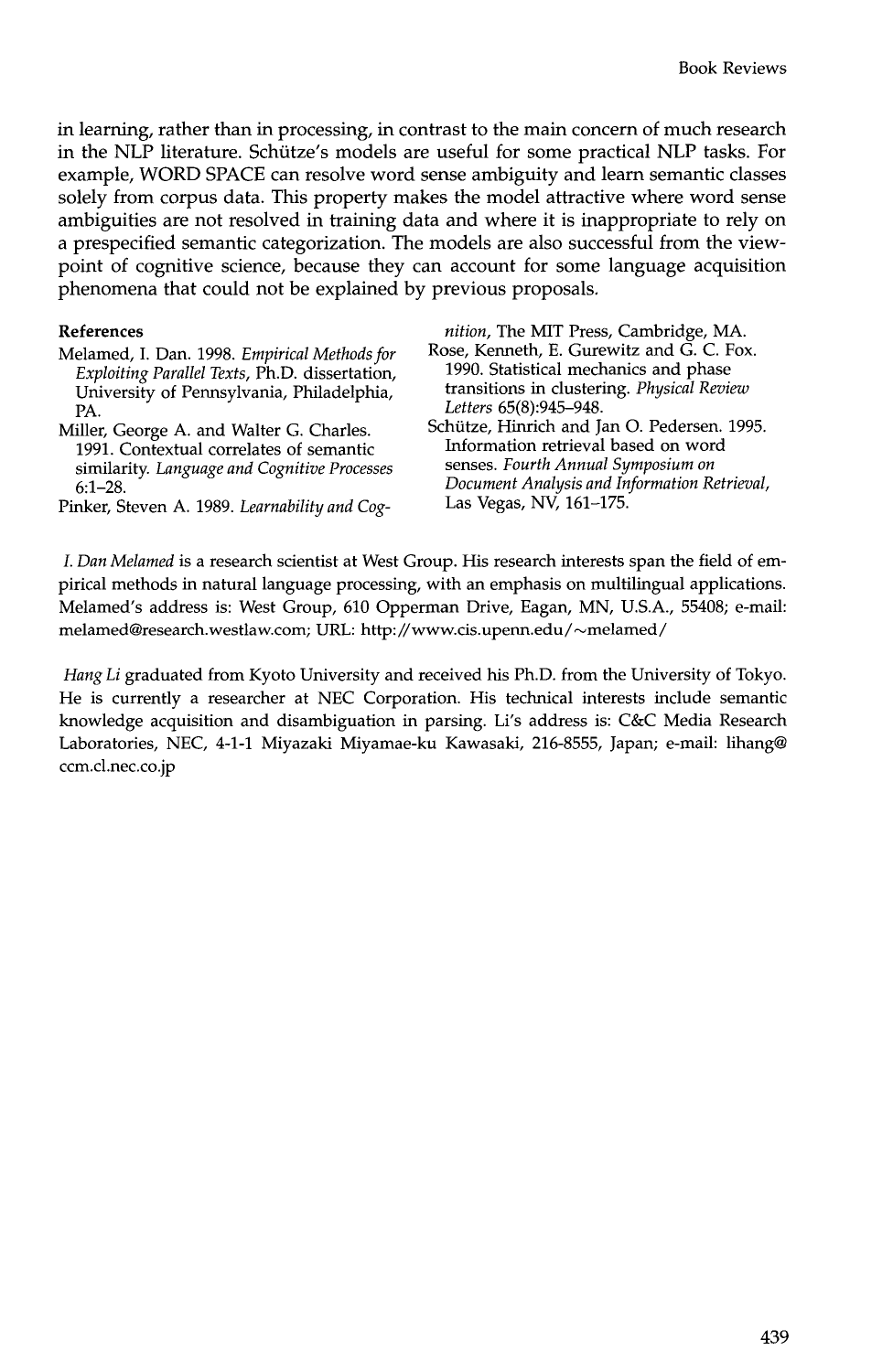in learning, rather than in processing, in contrast to the main concern of much research in the NLP literature. Schütze's models are useful for some practical NLP tasks. For example, WORD SPACE can resolve word sense ambiguity and learn semantic classes solely from corpus data. This property makes the model attractive where word sense ambiguities are not resolved in training data and where it is inappropriate to rely on a prespecified semantic categorization. The models are also successful from the viewpoint of cognitive science, because they can account for some language acquisition phenomena that could not be explained by previous proposals.

**References**

Melamed, I. Dan. 1998. *Empirical Methods for Exploiting Parallel Texts*, Ph.D. dissertation, University of Pennsylvania, Philadelphia, PA.

Miller, George A. and Walter G. Charles. 1991. Contextual correlates of semantic similarity. *Language and Cognitive Processes* 6:1–28.

Pinker, Steven A. 1989. *Learnability and Cognition*, The MIT Press, Cambridge, MA.

Rose, Kenneth, E. Gurewitz and G. C. Fox. 1990. Statistical mechanics and phase transitions in clustering. *Physical Review Letters* 65(8):945–948.

Schütze, Hinrich and Jan O. Pedersen. 1995. Information retrieval based on word senses. *Fourth Annual Symposium on Document Analysis and Information Retrieval*, Las Vegas, NV, 161–175.

*I. Dan Melamed* is a research scientist at West Group. His research interests span the field of empirical methods in natural language processing, with an emphasis on multilingual applications. Melamed's address is: West Group, 610 Opperman Drive, Eagan, MN, U.S.A., 55408; e-mail: melamed@research.westlaw.com; URL: http://www.cis.upenn.edu/~melamed/

*Hang Li* graduated from Kyoto University and received his Ph.D. from the University of Tokyo. He is currently a researcher at NEC Corporation. His technical interests include semantic knowledge acquisition and disambiguation in parsing. Li's address is: C&C Media Research Laboratories, NEC, 4-1-1 Miyazaki Miyamae-ku Kawasaki, 216-8555, Japan; e-mail: lihang@ccm.cl.nec.co.jp